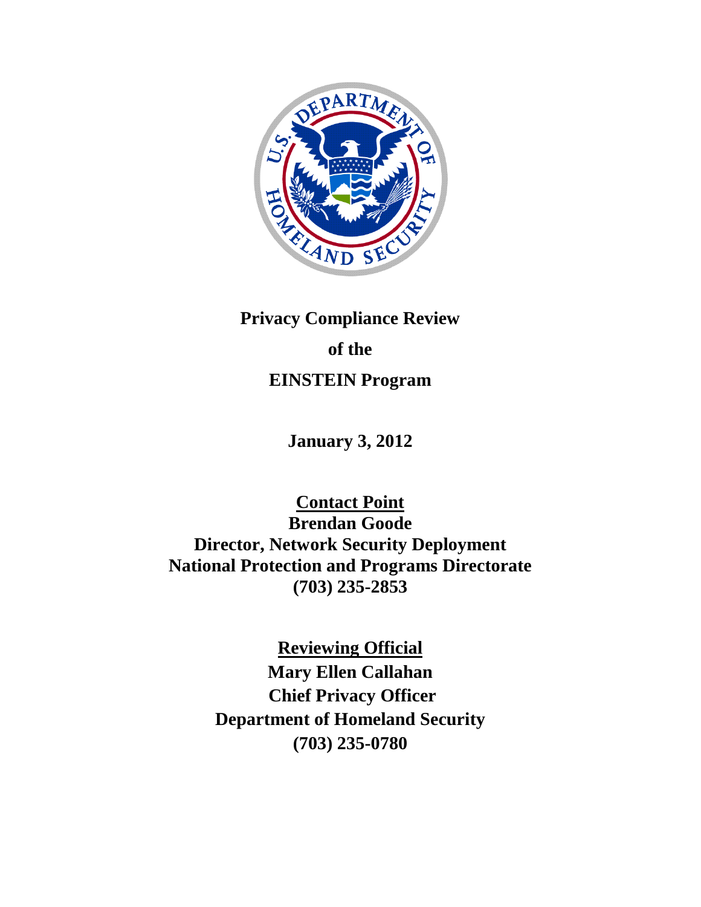# Privacy Compliance Review

# of the

# EINSTEIN Program

**January 3, 2012**

**Contact Point**

**Brendan Goode**

**Director, Network Security Deployment**

**National Protection and Programs Directorate**

**(703) 235-2853**

**Reviewing Official**

**Mary Ellen Callahan**

**Chief Privacy Officer**

**Department of Homeland Security**

**(703) 235-0780**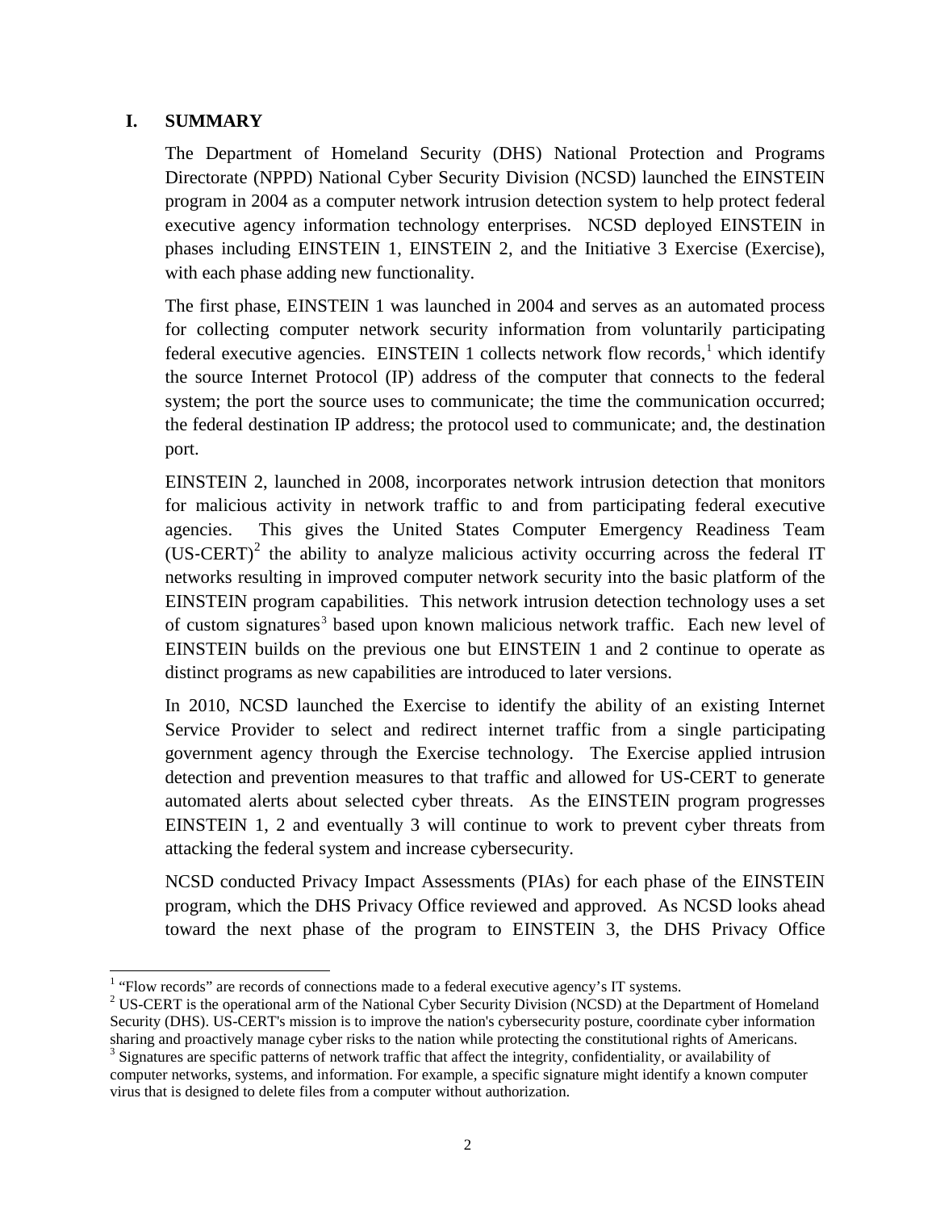## I. SUMMARY

The Department of Homeland Security (DHS) National Protection and Programs Directorate (NPPD) National Cyber Security Division (NCSD) launched the EINSTEIN program in 2004 as a computer network intrusion detection system to help protect federal executive agency information technology enterprises. NCSD deployed EINSTEIN in phases including EINSTEIN 1, EINSTEIN 2, and the Initiative 3 Exercise (Exercise), with each phase adding new functionality.

The first phase, EINSTEIN 1 was launched in 2004 and serves as an automated process for collecting computer network security information from voluntarily participating federal executive agencies. EINSTEIN 1 collects network flow records,[1] which identify the source Internet Protocol (IP) address of the computer that connects to the federal system; the port the source uses to communicate; the time the communication occurred; the federal destination IP address; the protocol used to communicate; and, the destination port.

EINSTEIN 2, launched in 2008, incorporates network intrusion detection that monitors for malicious activity in network traffic to and from participating federal executive agencies. This gives the United States Computer Emergency Readiness Team (US-CERT)[2] the ability to analyze malicious activity occurring across the federal IT networks resulting in improved computer network security into the basic platform of the EINSTEIN program capabilities. This network intrusion detection technology uses a set of custom signatures[3] based upon known malicious network traffic. Each new level of EINSTEIN builds on the previous one but EINSTEIN 1 and 2 continue to operate as distinct programs as new capabilities are introduced to later versions.

In 2010, NCSD launched the Exercise to identify the ability of an existing Internet Service Provider to select and redirect internet traffic from a single participating government agency through the Exercise technology. The Exercise applied intrusion detection and prevention measures to that traffic and allowed for US-CERT to generate automated alerts about selected cyber threats. As the EINSTEIN program progresses EINSTEIN 1, 2 and eventually 3 will continue to work to prevent cyber threats from attacking the federal system and increase cybersecurity.

NCSD conducted Privacy Impact Assessments (PIAs) for each phase of the EINSTEIN program, which the DHS Privacy Office reviewed and approved. As NCSD looks ahead toward the next phase of the program to EINSTEIN 3, the DHS Privacy Office

---

[1] "Flow records" are records of connections made to a federal executive agency's IT systems.

[2] US-CERT is the operational arm of the National Cyber Security Division (NCSD) at the Department of Homeland Security (DHS). US-CERT's mission is to improve the nation's cybersecurity posture, coordinate cyber information sharing and proactively manage cyber risks to the nation while protecting the constitutional rights of Americans.

[3] Signatures are specific patterns of network traffic that affect the integrity, confidentiality, or availability of computer networks, systems, and information. For example, a specific signature might identify a known computer virus that is designed to delete files from a computer without authorization.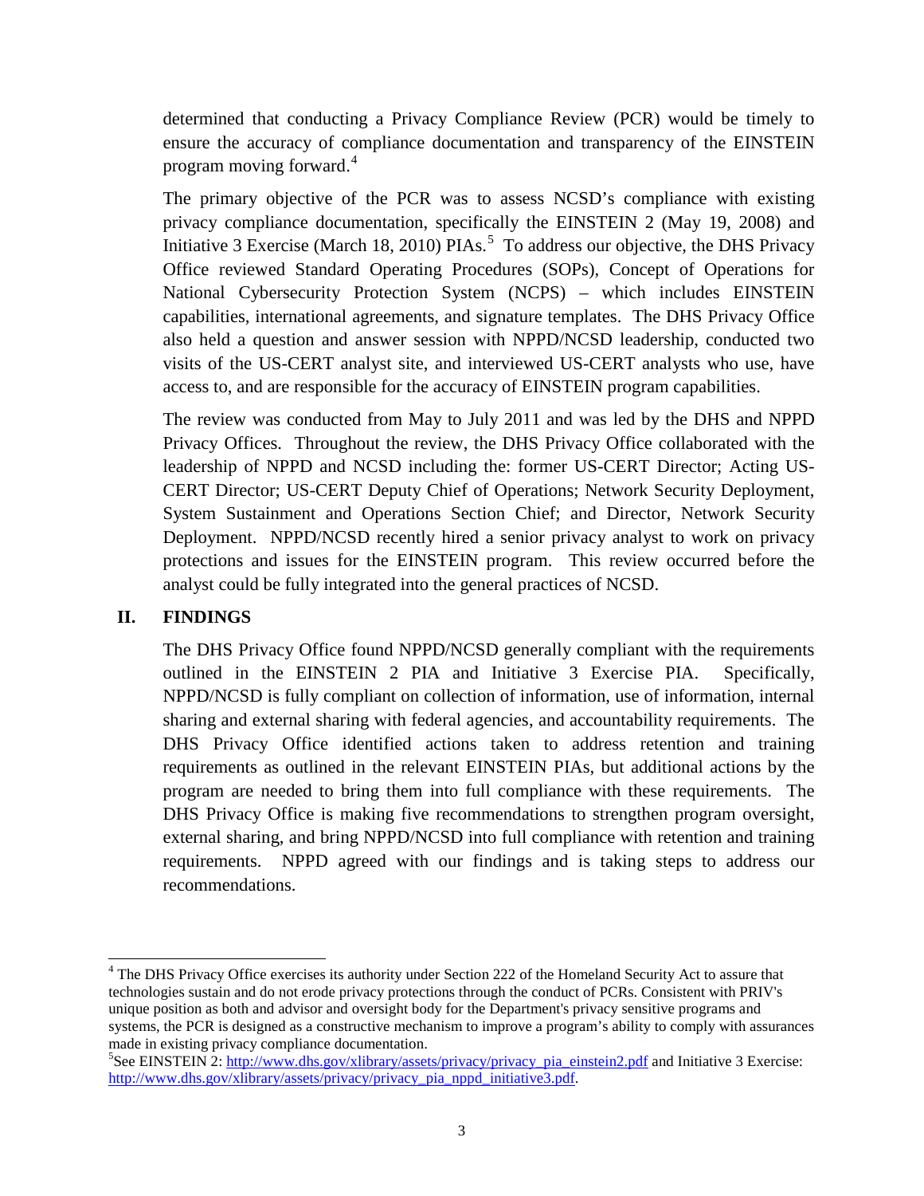determined that conducting a Privacy Compliance Review (PCR) would be timely to ensure the accuracy of compliance documentation and transparency of the EINSTEIN program moving forward.[4]

The primary objective of the PCR was to assess NCSD's compliance with existing privacy compliance documentation, specifically the EINSTEIN 2 (May 19, 2008) and Initiative 3 Exercise (March 18, 2010) PIAs.[5] To address our objective, the DHS Privacy Office reviewed Standard Operating Procedures (SOPs), Concept of Operations for National Cybersecurity Protection System (NCPS) – which includes EINSTEIN capabilities, international agreements, and signature templates. The DHS Privacy Office also held a question and answer session with NPPD/NCSD leadership, conducted two visits of the US-CERT analyst site, and interviewed US-CERT analysts who use, have access to, and are responsible for the accuracy of EINSTEIN program capabilities.

The review was conducted from May to July 2011 and was led by the DHS and NPPD Privacy Offices. Throughout the review, the DHS Privacy Office collaborated with the leadership of NPPD and NCSD including the: former US-CERT Director; Acting US-CERT Director; US-CERT Deputy Chief of Operations; Network Security Deployment, System Sustainment and Operations Section Chief; and Director, Network Security Deployment. NPPD/NCSD recently hired a senior privacy analyst to work on privacy protections and issues for the EINSTEIN program. This review occurred before the analyst could be fully integrated into the general practices of NCSD.

## II. FINDINGS

The DHS Privacy Office found NPPD/NCSD generally compliant with the requirements outlined in the EINSTEIN 2 PIA and Initiative 3 Exercise PIA. Specifically, NPPD/NCSD is fully compliant on collection of information, use of information, internal sharing and external sharing with federal agencies, and accountability requirements. The DHS Privacy Office identified actions taken to address retention and training requirements as outlined in the relevant EINSTEIN PIAs, but additional actions by the program are needed to bring them into full compliance with these requirements. The DHS Privacy Office is making five recommendations to strengthen program oversight, external sharing, and bring NPPD/NCSD into full compliance with retention and training requirements. NPPD agreed with our findings and is taking steps to address our recommendations.

---

[4] The DHS Privacy Office exercises its authority under Section 222 of the Homeland Security Act to assure that technologies sustain and do not erode privacy protections through the conduct of PCRs. Consistent with PRIV's unique position as both and advisor and oversight body for the Department's privacy sensitive programs and systems, the PCR is designed as a constructive mechanism to improve a program's ability to comply with assurances made in existing privacy compliance documentation.

[5] See EINSTEIN 2: http://www.dhs.gov/xlibrary/assets/privacy/privacy_pia_einstein2.pdf and Initiative 3 Exercise: http://www.dhs.gov/xlibrary/assets/privacy/privacy_pia_nppd_initiative3.pdf.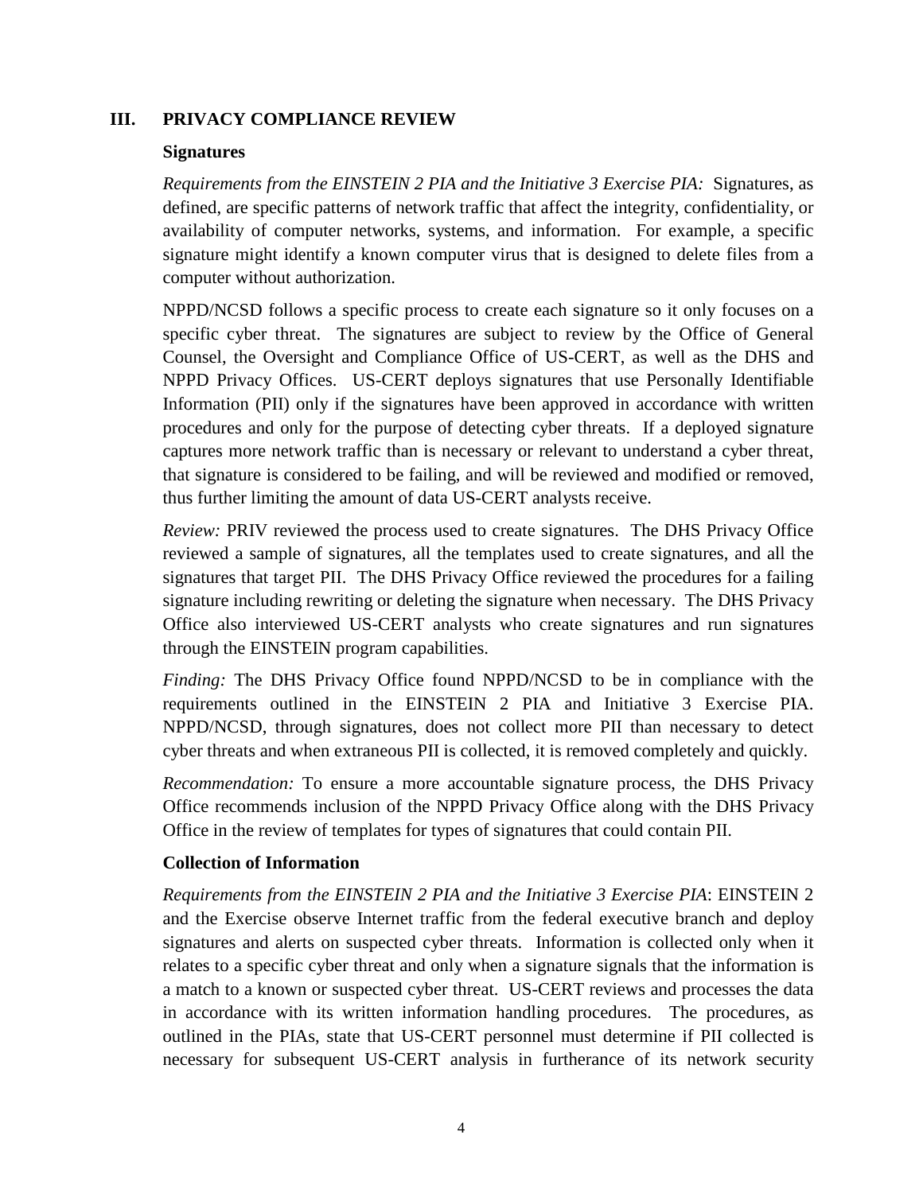## III. PRIVACY COMPLIANCE REVIEW

### Signatures

*Requirements from the EINSTEIN 2 PIA and the Initiative 3 Exercise PIA:* Signatures, as defined, are specific patterns of network traffic that affect the integrity, confidentiality, or availability of computer networks, systems, and information. For example, a specific signature might identify a known computer virus that is designed to delete files from a computer without authorization.

NPPD/NCSD follows a specific process to create each signature so it only focuses on a specific cyber threat. The signatures are subject to review by the Office of General Counsel, the Oversight and Compliance Office of US-CERT, as well as the DHS and NPPD Privacy Offices. US-CERT deploys signatures that use Personally Identifiable Information (PII) only if the signatures have been approved in accordance with written procedures and only for the purpose of detecting cyber threats. If a deployed signature captures more network traffic than is necessary or relevant to understand a cyber threat, that signature is considered to be failing, and will be reviewed and modified or removed, thus further limiting the amount of data US-CERT analysts receive.

*Review:* PRIV reviewed the process used to create signatures. The DHS Privacy Office reviewed a sample of signatures, all the templates used to create signatures, and all the signatures that target PII. The DHS Privacy Office reviewed the procedures for a failing signature including rewriting or deleting the signature when necessary. The DHS Privacy Office also interviewed US-CERT analysts who create signatures and run signatures through the EINSTEIN program capabilities.

*Finding:* The DHS Privacy Office found NPPD/NCSD to be in compliance with the requirements outlined in the EINSTEIN 2 PIA and Initiative 3 Exercise PIA. NPPD/NCSD, through signatures, does not collect more PII than necessary to detect cyber threats and when extraneous PII is collected, it is removed completely and quickly.

*Recommendation:* To ensure a more accountable signature process, the DHS Privacy Office recommends inclusion of the NPPD Privacy Office along with the DHS Privacy Office in the review of templates for types of signatures that could contain PII.

### Collection of Information

*Requirements from the EINSTEIN 2 PIA and the Initiative 3 Exercise PIA*: EINSTEIN 2 and the Exercise observe Internet traffic from the federal executive branch and deploy signatures and alerts on suspected cyber threats. Information is collected only when it relates to a specific cyber threat and only when a signature signals that the information is a match to a known or suspected cyber threat. US-CERT reviews and processes the data in accordance with its written information handling procedures. The procedures, as outlined in the PIAs, state that US-CERT personnel must determine if PII collected is necessary for subsequent US-CERT analysis in furtherance of its network security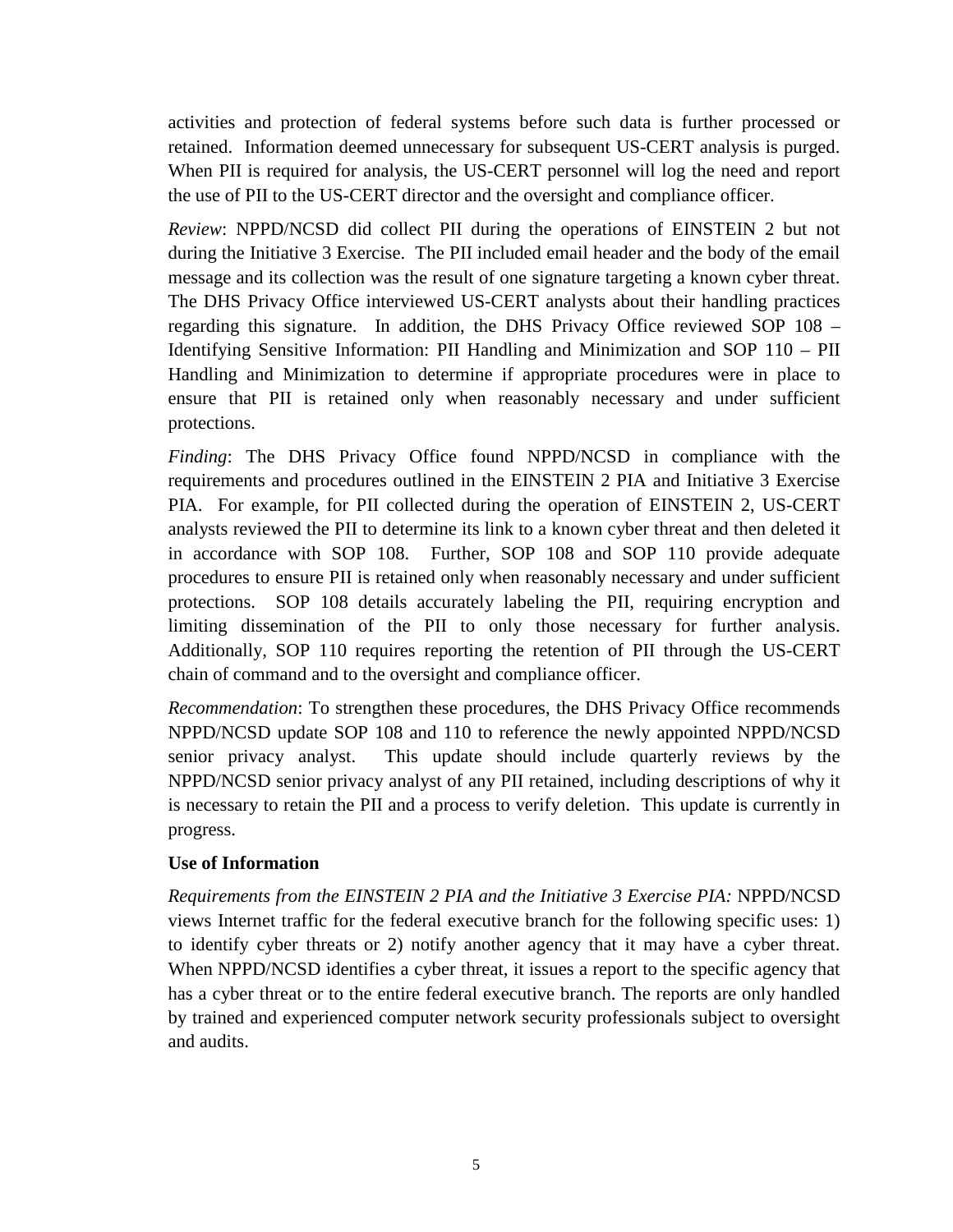activities and protection of federal systems before such data is further processed or retained. Information deemed unnecessary for subsequent US-CERT analysis is purged. When PII is required for analysis, the US-CERT personnel will log the need and report the use of PII to the US-CERT director and the oversight and compliance officer.

*Review*: NPPD/NCSD did collect PII during the operations of EINSTEIN 2 but not during the Initiative 3 Exercise. The PII included email header and the body of the email message and its collection was the result of one signature targeting a known cyber threat. The DHS Privacy Office interviewed US-CERT analysts about their handling practices regarding this signature. In addition, the DHS Privacy Office reviewed SOP 108 – Identifying Sensitive Information: PII Handling and Minimization and SOP 110 – PII Handling and Minimization to determine if appropriate procedures were in place to ensure that PII is retained only when reasonably necessary and under sufficient protections.

*Finding*: The DHS Privacy Office found NPPD/NCSD in compliance with the requirements and procedures outlined in the EINSTEIN 2 PIA and Initiative 3 Exercise PIA. For example, for PII collected during the operation of EINSTEIN 2, US-CERT analysts reviewed the PII to determine its link to a known cyber threat and then deleted it in accordance with SOP 108. Further, SOP 108 and SOP 110 provide adequate procedures to ensure PII is retained only when reasonably necessary and under sufficient protections. SOP 108 details accurately labeling the PII, requiring encryption and limiting dissemination of the PII to only those necessary for further analysis. Additionally, SOP 110 requires reporting the retention of PII through the US-CERT chain of command and to the oversight and compliance officer.

*Recommendation*: To strengthen these procedures, the DHS Privacy Office recommends NPPD/NCSD update SOP 108 and 110 to reference the newly appointed NPPD/NCSD senior privacy analyst. This update should include quarterly reviews by the NPPD/NCSD senior privacy analyst of any PII retained, including descriptions of why it is necessary to retain the PII and a process to verify deletion. This update is currently in progress.

**Use of Information**

*Requirements from the EINSTEIN 2 PIA and the Initiative 3 Exercise PIA:* NPPD/NCSD views Internet traffic for the federal executive branch for the following specific uses: 1) to identify cyber threats or 2) notify another agency that it may have a cyber threat. When NPPD/NCSD identifies a cyber threat, it issues a report to the specific agency that has a cyber threat or to the entire federal executive branch. The reports are only handled by trained and experienced computer network security professionals subject to oversight and audits.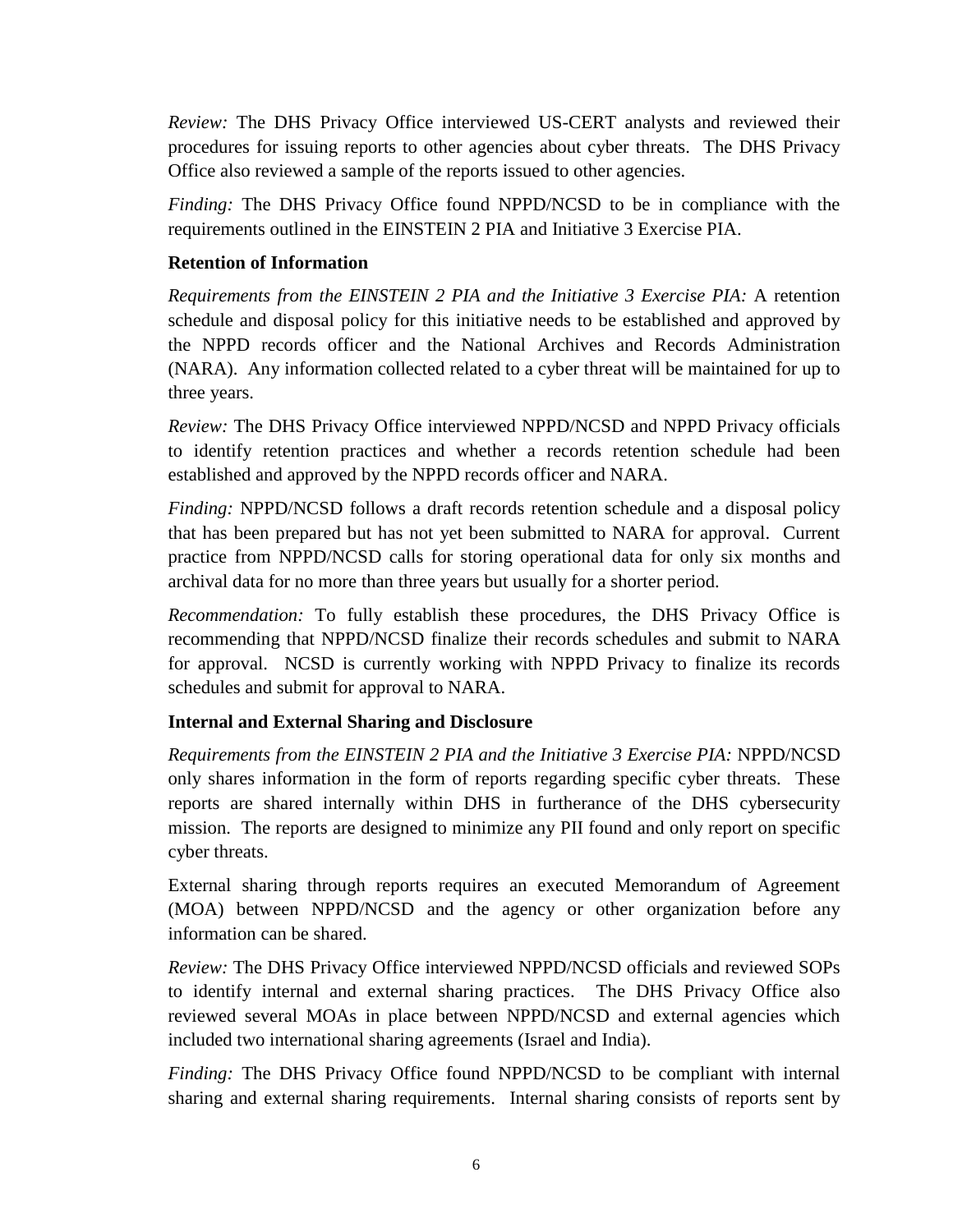*Review:* The DHS Privacy Office interviewed US-CERT analysts and reviewed their procedures for issuing reports to other agencies about cyber threats. The DHS Privacy Office also reviewed a sample of the reports issued to other agencies.

*Finding:* The DHS Privacy Office found NPPD/NCSD to be in compliance with the requirements outlined in the EINSTEIN 2 PIA and Initiative 3 Exercise PIA.

**Retention of Information**

*Requirements from the EINSTEIN 2 PIA and the Initiative 3 Exercise PIA:* A retention schedule and disposal policy for this initiative needs to be established and approved by the NPPD records officer and the National Archives and Records Administration (NARA). Any information collected related to a cyber threat will be maintained for up to three years.

*Review:* The DHS Privacy Office interviewed NPPD/NCSD and NPPD Privacy officials to identify retention practices and whether a records retention schedule had been established and approved by the NPPD records officer and NARA.

*Finding:* NPPD/NCSD follows a draft records retention schedule and a disposal policy that has been prepared but has not yet been submitted to NARA for approval. Current practice from NPPD/NCSD calls for storing operational data for only six months and archival data for no more than three years but usually for a shorter period.

*Recommendation:* To fully establish these procedures, the DHS Privacy Office is recommending that NPPD/NCSD finalize their records schedules and submit to NARA for approval. NCSD is currently working with NPPD Privacy to finalize its records schedules and submit for approval to NARA.

**Internal and External Sharing and Disclosure**

*Requirements from the EINSTEIN 2 PIA and the Initiative 3 Exercise PIA:* NPPD/NCSD only shares information in the form of reports regarding specific cyber threats. These reports are shared internally within DHS in furtherance of the DHS cybersecurity mission. The reports are designed to minimize any PII found and only report on specific cyber threats.

External sharing through reports requires an executed Memorandum of Agreement (MOA) between NPPD/NCSD and the agency or other organization before any information can be shared.

*Review:* The DHS Privacy Office interviewed NPPD/NCSD officials and reviewed SOPs to identify internal and external sharing practices. The DHS Privacy Office also reviewed several MOAs in place between NPPD/NCSD and external agencies which included two international sharing agreements (Israel and India).

*Finding:* The DHS Privacy Office found NPPD/NCSD to be compliant with internal sharing and external sharing requirements. Internal sharing consists of reports sent by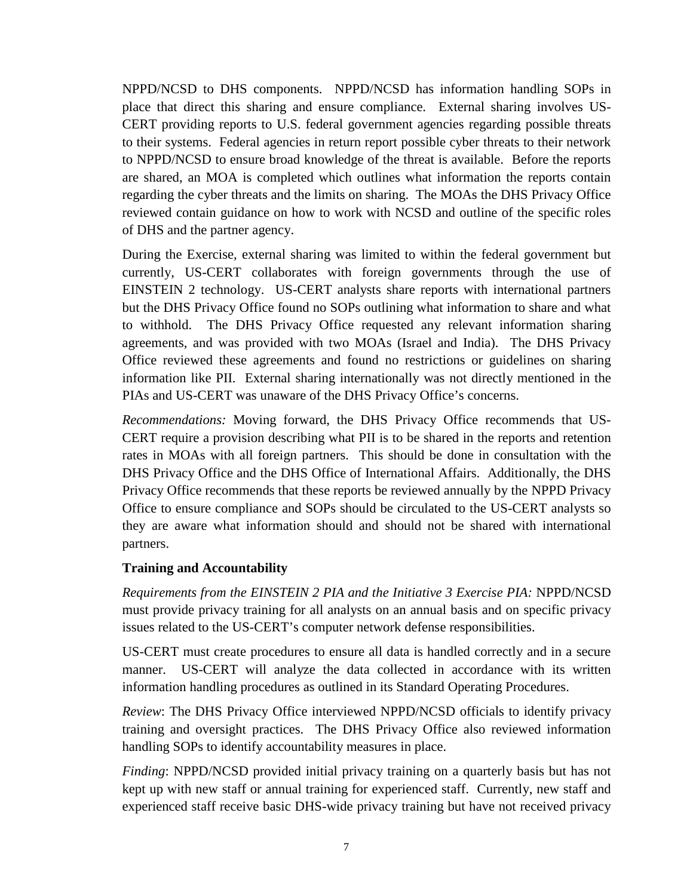NPPD/NCSD to DHS components. NPPD/NCSD has information handling SOPs in place that direct this sharing and ensure compliance. External sharing involves US-CERT providing reports to U.S. federal government agencies regarding possible threats to their systems. Federal agencies in return report possible cyber threats to their network to NPPD/NCSD to ensure broad knowledge of the threat is available. Before the reports are shared, an MOA is completed which outlines what information the reports contain regarding the cyber threats and the limits on sharing. The MOAs the DHS Privacy Office reviewed contain guidance on how to work with NCSD and outline of the specific roles of DHS and the partner agency.

During the Exercise, external sharing was limited to within the federal government but currently, US-CERT collaborates with foreign governments through the use of EINSTEIN 2 technology. US-CERT analysts share reports with international partners but the DHS Privacy Office found no SOPs outlining what information to share and what to withhold. The DHS Privacy Office requested any relevant information sharing agreements, and was provided with two MOAs (Israel and India). The DHS Privacy Office reviewed these agreements and found no restrictions or guidelines on sharing information like PII. External sharing internationally was not directly mentioned in the PIAs and US-CERT was unaware of the DHS Privacy Office's concerns.

*Recommendations:* Moving forward, the DHS Privacy Office recommends that US-CERT require a provision describing what PII is to be shared in the reports and retention rates in MOAs with all foreign partners. This should be done in consultation with the DHS Privacy Office and the DHS Office of International Affairs. Additionally, the DHS Privacy Office recommends that these reports be reviewed annually by the NPPD Privacy Office to ensure compliance and SOPs should be circulated to the US-CERT analysts so they are aware what information should and should not be shared with international partners.

**Training and Accountability**

*Requirements from the EINSTEIN 2 PIA and the Initiative 3 Exercise PIA:* NPPD/NCSD must provide privacy training for all analysts on an annual basis and on specific privacy issues related to the US-CERT's computer network defense responsibilities.

US-CERT must create procedures to ensure all data is handled correctly and in a secure manner. US-CERT will analyze the data collected in accordance with its written information handling procedures as outlined in its Standard Operating Procedures.

*Review*: The DHS Privacy Office interviewed NPPD/NCSD officials to identify privacy training and oversight practices. The DHS Privacy Office also reviewed information handling SOPs to identify accountability measures in place.

*Finding*: NPPD/NCSD provided initial privacy training on a quarterly basis but has not kept up with new staff or annual training for experienced staff. Currently, new staff and experienced staff receive basic DHS-wide privacy training but have not received privacy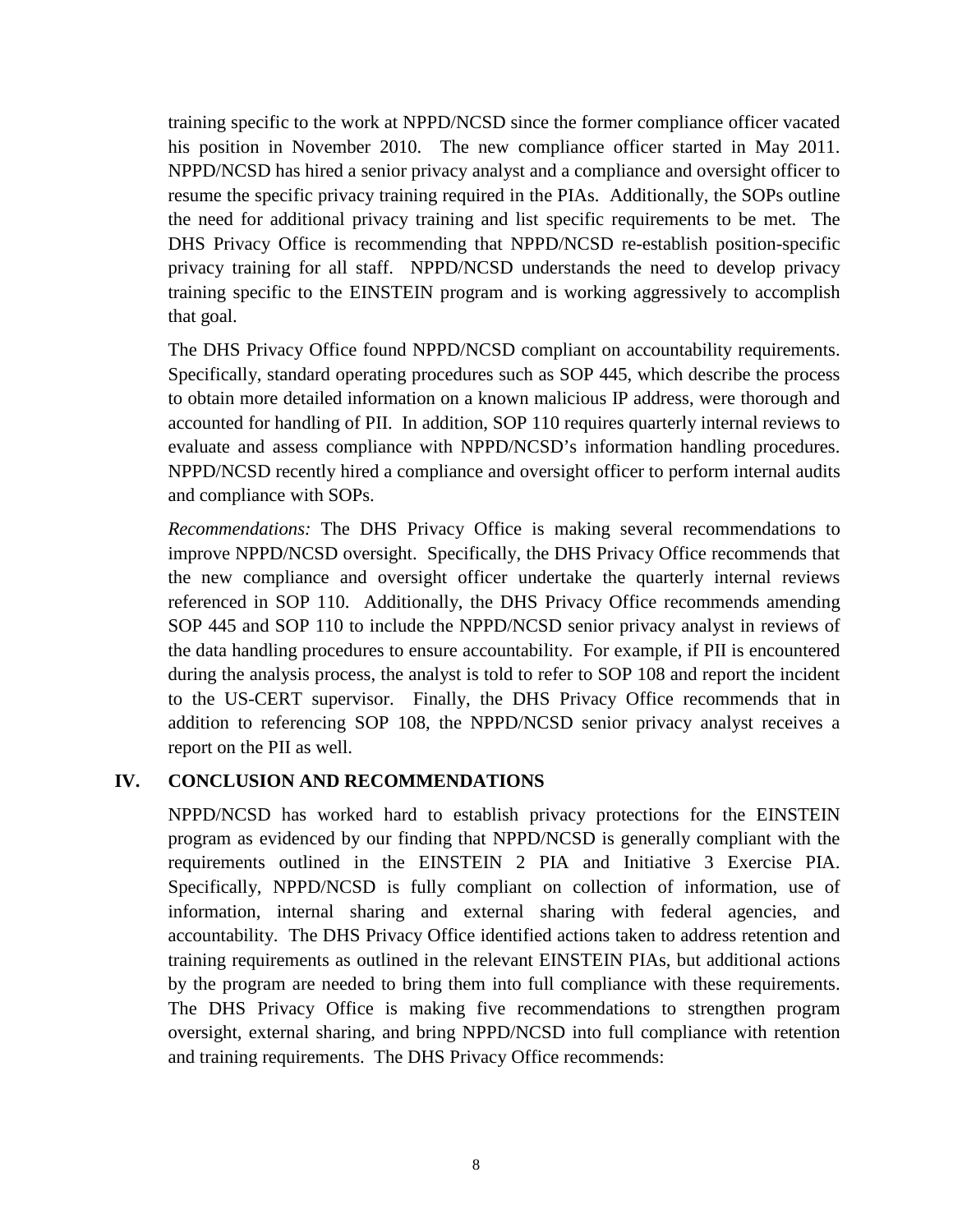training specific to the work at NPPD/NCSD since the former compliance officer vacated his position in November 2010. The new compliance officer started in May 2011. NPPD/NCSD has hired a senior privacy analyst and a compliance and oversight officer to resume the specific privacy training required in the PIAs. Additionally, the SOPs outline the need for additional privacy training and list specific requirements to be met. The DHS Privacy Office is recommending that NPPD/NCSD re-establish position-specific privacy training for all staff. NPPD/NCSD understands the need to develop privacy training specific to the EINSTEIN program and is working aggressively to accomplish that goal.

The DHS Privacy Office found NPPD/NCSD compliant on accountability requirements. Specifically, standard operating procedures such as SOP 445, which describe the process to obtain more detailed information on a known malicious IP address, were thorough and accounted for handling of PII. In addition, SOP 110 requires quarterly internal reviews to evaluate and assess compliance with NPPD/NCSD's information handling procedures. NPPD/NCSD recently hired a compliance and oversight officer to perform internal audits and compliance with SOPs.

*Recommendations:* The DHS Privacy Office is making several recommendations to improve NPPD/NCSD oversight. Specifically, the DHS Privacy Office recommends that the new compliance and oversight officer undertake the quarterly internal reviews referenced in SOP 110. Additionally, the DHS Privacy Office recommends amending SOP 445 and SOP 110 to include the NPPD/NCSD senior privacy analyst in reviews of the data handling procedures to ensure accountability. For example, if PII is encountered during the analysis process, the analyst is told to refer to SOP 108 and report the incident to the US-CERT supervisor. Finally, the DHS Privacy Office recommends that in addition to referencing SOP 108, the NPPD/NCSD senior privacy analyst receives a report on the PII as well.

## IV. CONCLUSION AND RECOMMENDATIONS

NPPD/NCSD has worked hard to establish privacy protections for the EINSTEIN program as evidenced by our finding that NPPD/NCSD is generally compliant with the requirements outlined in the EINSTEIN 2 PIA and Initiative 3 Exercise PIA. Specifically, NPPD/NCSD is fully compliant on collection of information, use of information, internal sharing and external sharing with federal agencies, and accountability. The DHS Privacy Office identified actions taken to address retention and training requirements as outlined in the relevant EINSTEIN PIAs, but additional actions by the program are needed to bring them into full compliance with these requirements. The DHS Privacy Office is making five recommendations to strengthen program oversight, external sharing, and bring NPPD/NCSD into full compliance with retention and training requirements. The DHS Privacy Office recommends: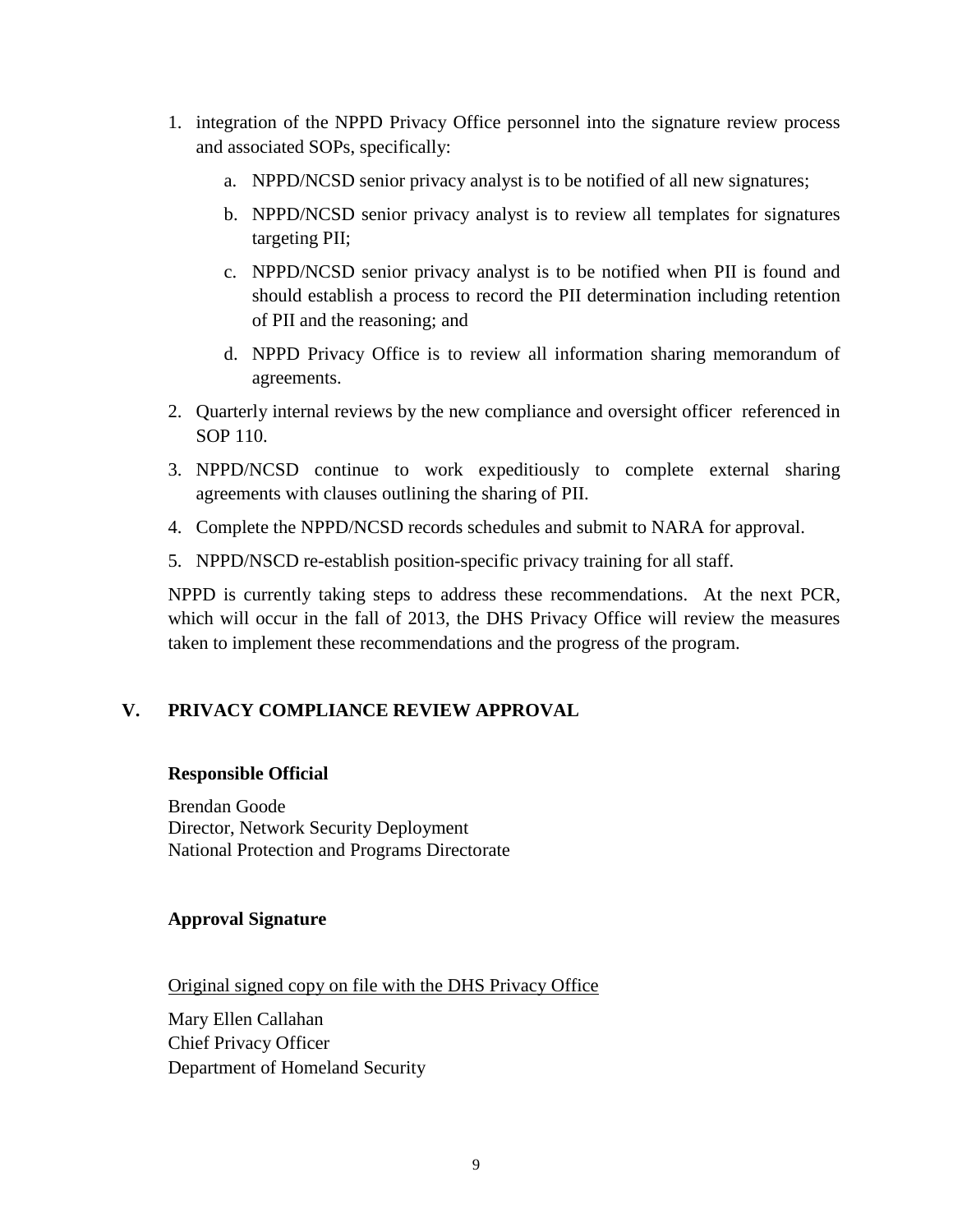1. integration of the NPPD Privacy Office personnel into the signature review process and associated SOPs, specifically:
   a. NPPD/NCSD senior privacy analyst is to be notified of all new signatures;
   b. NPPD/NCSD senior privacy analyst is to review all templates for signatures targeting PII;
   c. NPPD/NCSD senior privacy analyst is to be notified when PII is found and should establish a process to record the PII determination including retention of PII and the reasoning; and
   d. NPPD Privacy Office is to review all information sharing memorandum of agreements.
2. Quarterly internal reviews by the new compliance and oversight officer referenced in SOP 110.
3. NPPD/NCSD continue to work expeditiously to complete external sharing agreements with clauses outlining the sharing of PII.
4. Complete the NPPD/NCSD records schedules and submit to NARA for approval.
5. NPPD/NSCD re-establish position-specific privacy training for all staff.

NPPD is currently taking steps to address these recommendations. At the next PCR, which will occur in the fall of 2013, the DHS Privacy Office will review the measures taken to implement these recommendations and the progress of the program.

## V. PRIVACY COMPLIANCE REVIEW APPROVAL

**Responsible Official**

Brendan Goode
Director, Network Security Deployment
National Protection and Programs Directorate

**Approval Signature**

Original signed copy on file with the DHS Privacy Office

Mary Ellen Callahan
Chief Privacy Officer
Department of Homeland Security